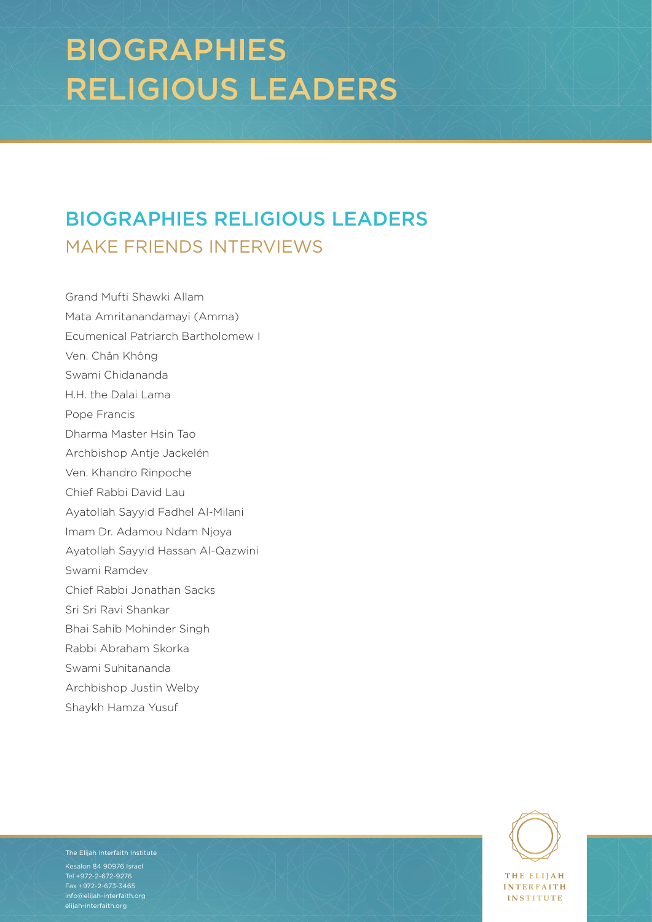# BIOGRAPHIES RELIGIOUS LEADERS

## BIOGRAPHIES RELIGIOUS LEADERS

### MAKE FRIENDS INTERVIEWS

Grand Mufti Shawki Allam
Mata Amritanandamayi (Amma)
Ecumenical Patriarch Bartholomew I
Ven. Chân Không
Swami Chidananda
H.H. the Dalai Lama
Pope Francis
Dharma Master Hsin Tao
Archbishop Antje Jackelén
Ven. Khandro Rinpoche
Chief Rabbi David Lau
Ayatollah Sayyid Fadhel Al-Milani
Imam Dr. Adamou Ndam Njoya
Ayatollah Sayyid Hassan Al-Qazwini
Swami Ramdev
Chief Rabbi Jonathan Sacks
Sri Sri Ravi Shankar
Bhai Sahib Mohinder Singh
Rabbi Abraham Skorka
Swami Suhitananda
Archbishop Justin Welby
Shaykh Hamza Yusuf

The Elijah Interfaith Institute
Kesalon 84 90976 Israel
Tel +972-2-672-9276
Fax +972-2-673-3465
info@elijah-interfaith.org
elijah-interfaith.org

THE ELIJAH INTERFAITH INSTITUTE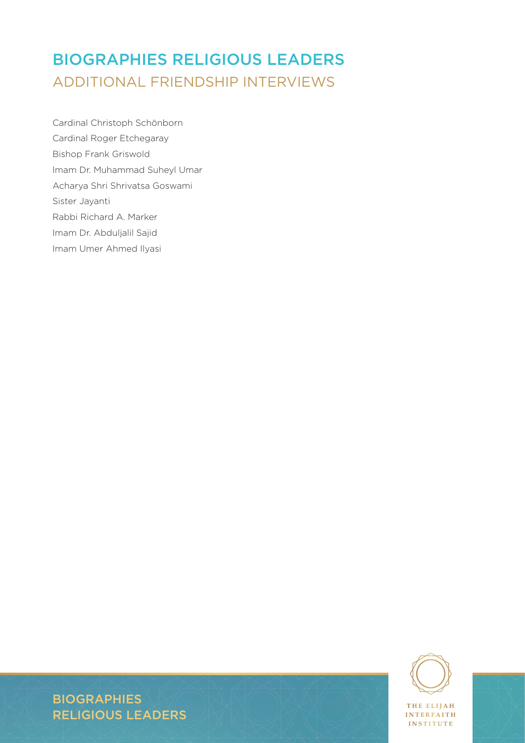# BIOGRAPHIES RELIGIOUS LEADERS

## ADDITIONAL FRIENDSHIP INTERVIEWS

Cardinal Christoph Schönborn
Cardinal Roger Etchegaray
Bishop Frank Griswold
Imam Dr. Muhammad Suheyl Umar
Acharya Shri Shrivatsa Goswami
Sister Jayanti
Rabbi Richard A. Marker
Imam Dr. Abduljalil Sajid
Imam Umer Ahmed Ilyasi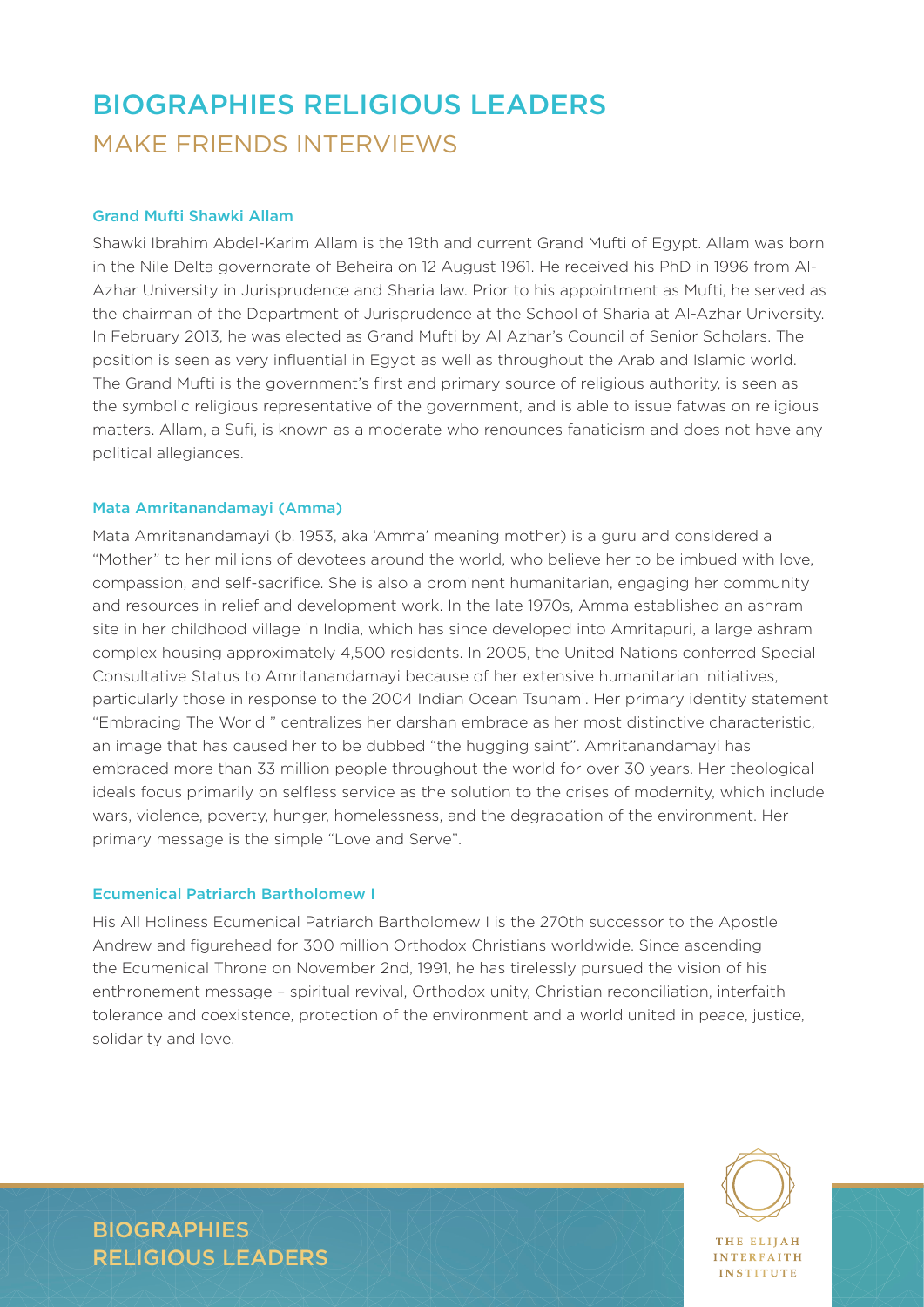# BIOGRAPHIES RELIGIOUS LEADERS

## MAKE FRIENDS INTERVIEWS

### Grand Mufti Shawki Allam

Shawki Ibrahim Abdel-Karim Allam is the 19th and current Grand Mufti of Egypt. Allam was born in the Nile Delta governorate of Beheira on 12 August 1961. He received his PhD in 1996 from Al-Azhar University in Jurisprudence and Sharia law. Prior to his appointment as Mufti, he served as the chairman of the Department of Jurisprudence at the School of Sharia at Al-Azhar University. In February 2013, he was elected as Grand Mufti by Al Azhar's Council of Senior Scholars. The position is seen as very influential in Egypt as well as throughout the Arab and Islamic world. The Grand Mufti is the government's first and primary source of religious authority, is seen as the symbolic religious representative of the government, and is able to issue fatwas on religious matters. Allam, a Sufi, is known as a moderate who renounces fanaticism and does not have any political allegiances.

### Mata Amritanandamayi (Amma)

Mata Amritanandamayi (b. 1953, aka 'Amma' meaning mother) is a guru and considered a "Mother" to her millions of devotees around the world, who believe her to be imbued with love, compassion, and self-sacrifice. She is also a prominent humanitarian, engaging her community and resources in relief and development work. In the late 1970s, Amma established an ashram site in her childhood village in India, which has since developed into Amritapuri, a large ashram complex housing approximately 4,500 residents. In 2005, the United Nations conferred Special Consultative Status to Amritanandamayi because of her extensive humanitarian initiatives, particularly those in response to the 2004 Indian Ocean Tsunami. Her primary identity statement "Embracing The World " centralizes her darshan embrace as her most distinctive characteristic, an image that has caused her to be dubbed "the hugging saint". Amritanandamayi has embraced more than 33 million people throughout the world for over 30 years. Her theological ideals focus primarily on selfless service as the solution to the crises of modernity, which include wars, violence, poverty, hunger, homelessness, and the degradation of the environment. Her primary message is the simple "Love and Serve".

### Ecumenical Patriarch Bartholomew I

His All Holiness Ecumenical Patriarch Bartholomew I is the 270th successor to the Apostle Andrew and figurehead for 300 million Orthodox Christians worldwide. Since ascending the Ecumenical Throne on November 2nd, 1991, he has tirelessly pursued the vision of his enthronement message – spiritual revival, Orthodox unity, Christian reconciliation, interfaith tolerance and coexistence, protection of the environment and a world united in peace, justice, solidarity and love.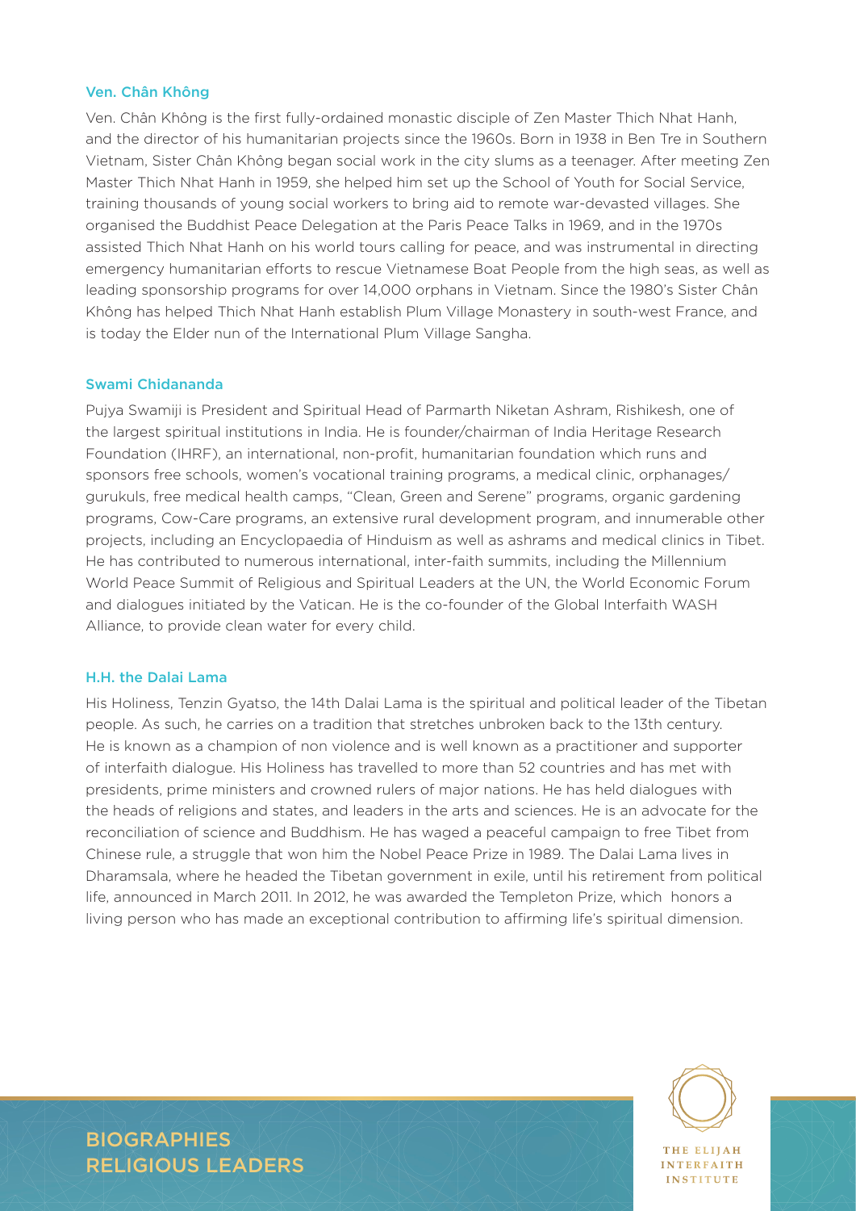### Ven. Chân Không

Ven. Chân Không is the first fully-ordained monastic disciple of Zen Master Thich Nhat Hanh, and the director of his humanitarian projects since the 1960s. Born in 1938 in Ben Tre in Southern Vietnam, Sister Chân Không began social work in the city slums as a teenager. After meeting Zen Master Thich Nhat Hanh in 1959, she helped him set up the School of Youth for Social Service, training thousands of young social workers to bring aid to remote war-devasted villages. She organised the Buddhist Peace Delegation at the Paris Peace Talks in 1969, and in the 1970s assisted Thich Nhat Hanh on his world tours calling for peace, and was instrumental in directing emergency humanitarian efforts to rescue Vietnamese Boat People from the high seas, as well as leading sponsorship programs for over 14,000 orphans in Vietnam. Since the 1980's Sister Chân Không has helped Thich Nhat Hanh establish Plum Village Monastery in south-west France, and is today the Elder nun of the International Plum Village Sangha.

### Swami Chidananda

Pujya Swamiji is President and Spiritual Head of Parmarth Niketan Ashram, Rishikesh, one of the largest spiritual institutions in India. He is founder/chairman of India Heritage Research Foundation (IHRF), an international, non-profit, humanitarian foundation which runs and sponsors free schools, women's vocational training programs, a medical clinic, orphanages/ gurukuls, free medical health camps, "Clean, Green and Serene" programs, organic gardening programs, Cow-Care programs, an extensive rural development program, and innumerable other projects, including an Encyclopaedia of Hinduism as well as ashrams and medical clinics in Tibet. He has contributed to numerous international, inter-faith summits, including the Millennium World Peace Summit of Religious and Spiritual Leaders at the UN, the World Economic Forum and dialogues initiated by the Vatican. He is the co-founder of the Global Interfaith WASH Alliance, to provide clean water for every child.

### H.H. the Dalai Lama

His Holiness, Tenzin Gyatso, the 14th Dalai Lama is the spiritual and political leader of the Tibetan people. As such, he carries on a tradition that stretches unbroken back to the 13th century. He is known as a champion of non violence and is well known as a practitioner and supporter of interfaith dialogue. His Holiness has travelled to more than 52 countries and has met with presidents, prime ministers and crowned rulers of major nations. He has held dialogues with the heads of religions and states, and leaders in the arts and sciences. He is an advocate for the reconciliation of science and Buddhism. He has waged a peaceful campaign to free Tibet from Chinese rule, a struggle that won him the Nobel Peace Prize in 1989. The Dalai Lama lives in Dharamsala, where he headed the Tibetan government in exile, until his retirement from political life, announced in March 2011. In 2012, he was awarded the Templeton Prize, which honors a living person who has made an exceptional contribution to affirming life's spiritual dimension.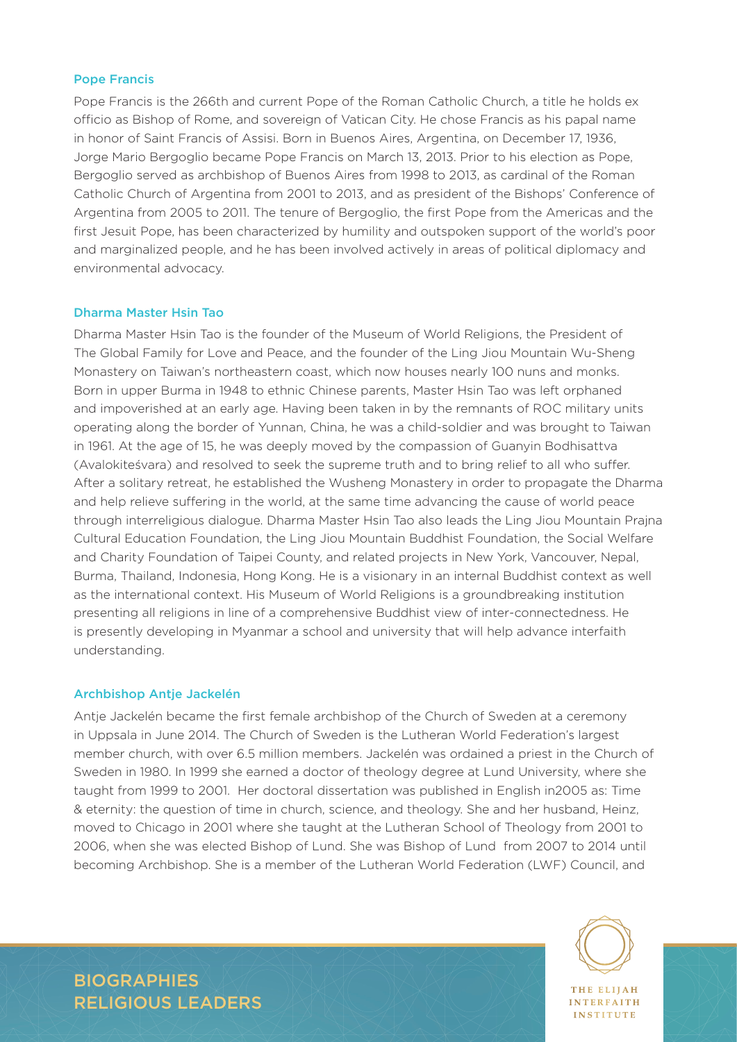### Pope Francis

Pope Francis is the 266th and current Pope of the Roman Catholic Church, a title he holds ex officio as Bishop of Rome, and sovereign of Vatican City. He chose Francis as his papal name in honor of Saint Francis of Assisi. Born in Buenos Aires, Argentina, on December 17, 1936, Jorge Mario Bergoglio became Pope Francis on March 13, 2013. Prior to his election as Pope, Bergoglio served as archbishop of Buenos Aires from 1998 to 2013, as cardinal of the Roman Catholic Church of Argentina from 2001 to 2013, and as president of the Bishops' Conference of Argentina from 2005 to 2011. The tenure of Bergoglio, the first Pope from the Americas and the first Jesuit Pope, has been characterized by humility and outspoken support of the world's poor and marginalized people, and he has been involved actively in areas of political diplomacy and environmental advocacy.

### Dharma Master Hsin Tao

Dharma Master Hsin Tao is the founder of the Museum of World Religions, the President of The Global Family for Love and Peace, and the founder of the Ling Jiou Mountain Wu-Sheng Monastery on Taiwan's northeastern coast, which now houses nearly 100 nuns and monks. Born in upper Burma in 1948 to ethnic Chinese parents, Master Hsin Tao was left orphaned and impoverished at an early age. Having been taken in by the remnants of ROC military units operating along the border of Yunnan, China, he was a child-soldier and was brought to Taiwan in 1961. At the age of 15, he was deeply moved by the compassion of Guanyin Bodhisattva (Avalokiteśvara) and resolved to seek the supreme truth and to bring relief to all who suffer. After a solitary retreat, he established the Wusheng Monastery in order to propagate the Dharma and help relieve suffering in the world, at the same time advancing the cause of world peace through interreligious dialogue. Dharma Master Hsin Tao also leads the Ling Jiou Mountain Prajna Cultural Education Foundation, the Ling Jiou Mountain Buddhist Foundation, the Social Welfare and Charity Foundation of Taipei County, and related projects in New York, Vancouver, Nepal, Burma, Thailand, Indonesia, Hong Kong. He is a visionary in an internal Buddhist context as well as the international context. His Museum of World Religions is a groundbreaking institution presenting all religions in line of a comprehensive Buddhist view of inter-connectedness. He is presently developing in Myanmar a school and university that will help advance interfaith understanding.

### Archbishop Antje Jackelén

Antje Jackelén became the first female archbishop of the Church of Sweden at a ceremony in Uppsala in June 2014. The Church of Sweden is the Lutheran World Federation's largest member church, with over 6.5 million members. Jackelén was ordained a priest in the Church of Sweden in 1980. In 1999 she earned a doctor of theology degree at Lund University, where she taught from 1999 to 2001. Her doctoral dissertation was published in English in2005 as: Time & eternity: the question of time in church, science, and theology. She and her husband, Heinz, moved to Chicago in 2001 where she taught at the Lutheran School of Theology from 2001 to 2006, when she was elected Bishop of Lund. She was Bishop of Lund from 2007 to 2014 until becoming Archbishop. She is a member of the Lutheran World Federation (LWF) Council, and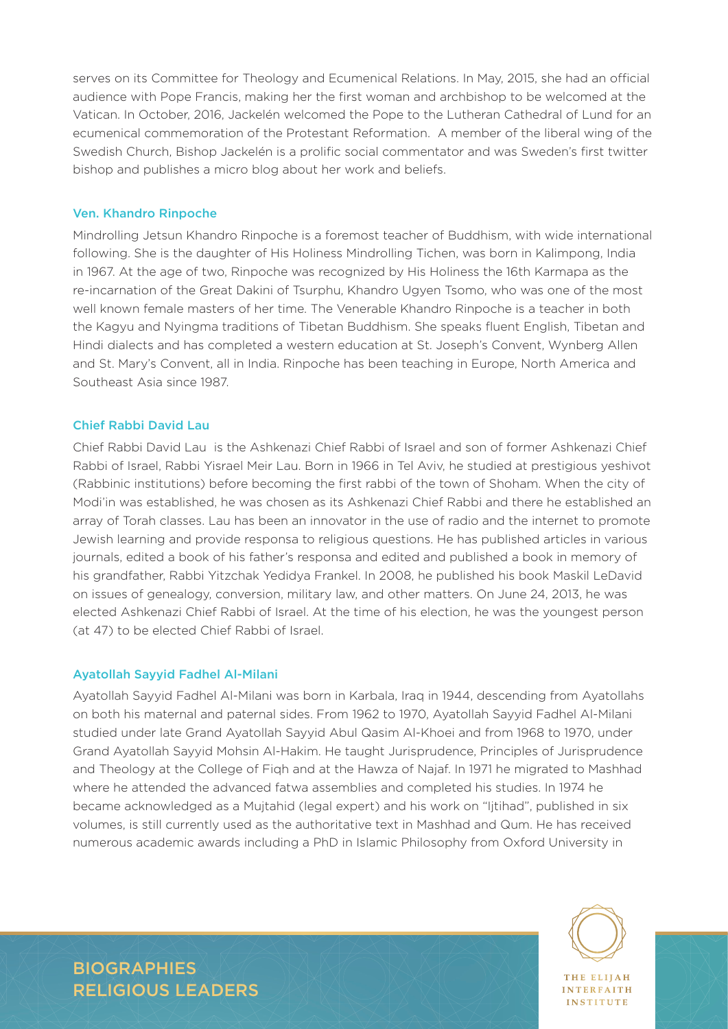serves on its Committee for Theology and Ecumenical Relations. In May, 2015, she had an official audience with Pope Francis, making her the first woman and archbishop to be welcomed at the Vatican. In October, 2016, Jackelén welcomed the Pope to the Lutheran Cathedral of Lund for an ecumenical commemoration of the Protestant Reformation. A member of the liberal wing of the Swedish Church, Bishop Jackelén is a prolific social commentator and was Sweden's first twitter bishop and publishes a micro blog about her work and beliefs.

### Ven. Khandro Rinpoche

Mindrolling Jetsun Khandro Rinpoche is a foremost teacher of Buddhism, with wide international following. She is the daughter of His Holiness Mindrolling Tichen, was born in Kalimpong, India in 1967. At the age of two, Rinpoche was recognized by His Holiness the 16th Karmapa as the re-incarnation of the Great Dakini of Tsurphu, Khandro Ugyen Tsomo, who was one of the most well known female masters of her time. The Venerable Khandro Rinpoche is a teacher in both the Kagyu and Nyingma traditions of Tibetan Buddhism. She speaks fluent English, Tibetan and Hindi dialects and has completed a western education at St. Joseph's Convent, Wynberg Allen and St. Mary's Convent, all in India. Rinpoche has been teaching in Europe, North America and Southeast Asia since 1987.

### Chief Rabbi David Lau

Chief Rabbi David Lau is the Ashkenazi Chief Rabbi of Israel and son of former Ashkenazi Chief Rabbi of Israel, Rabbi Yisrael Meir Lau. Born in 1966 in Tel Aviv, he studied at prestigious yeshivot (Rabbinic institutions) before becoming the first rabbi of the town of Shoham. When the city of Modi'in was established, he was chosen as its Ashkenazi Chief Rabbi and there he established an array of Torah classes. Lau has been an innovator in the use of radio and the internet to promote Jewish learning and provide responsa to religious questions. He has published articles in various journals, edited a book of his father's responsa and edited and published a book in memory of his grandfather, Rabbi Yitzchak Yedidya Frankel. In 2008, he published his book Maskil LeDavid on issues of genealogy, conversion, military law, and other matters. On June 24, 2013, he was elected Ashkenazi Chief Rabbi of Israel. At the time of his election, he was the youngest person (at 47) to be elected Chief Rabbi of Israel.

### Ayatollah Sayyid Fadhel Al-Milani

Ayatollah Sayyid Fadhel Al-Milani was born in Karbala, Iraq in 1944, descending from Ayatollahs on both his maternal and paternal sides. From 1962 to 1970, Ayatollah Sayyid Fadhel Al-Milani studied under late Grand Ayatollah Sayyid Abul Qasim Al-Khoei and from 1968 to 1970, under Grand Ayatollah Sayyid Mohsin Al-Hakim. He taught Jurisprudence, Principles of Jurisprudence and Theology at the College of Fiqh and at the Hawza of Najaf. In 1971 he migrated to Mashhad where he attended the advanced fatwa assemblies and completed his studies. In 1974 he became acknowledged as a Mujtahid (legal expert) and his work on "Ijtihad", published in six volumes, is still currently used as the authoritative text in Mashhad and Qum. He has received numerous academic awards including a PhD in Islamic Philosophy from Oxford University in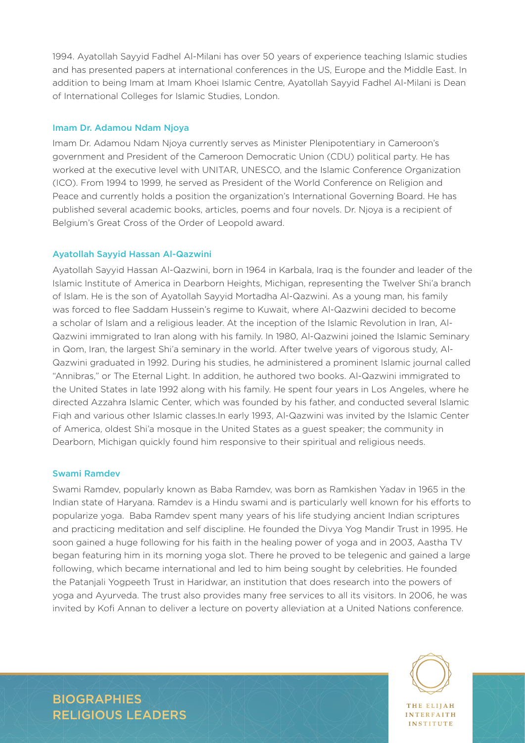1994. Ayatollah Sayyid Fadhel Al-Milani has over 50 years of experience teaching Islamic studies and has presented papers at international conferences in the US, Europe and the Middle East. In addition to being Imam at Imam Khoei Islamic Centre, Ayatollah Sayyid Fadhel Al-Milani is Dean of International Colleges for Islamic Studies, London.

### Imam Dr. Adamou Ndam Njoya

Imam Dr. Adamou Ndam Njoya currently serves as Minister Plenipotentiary in Cameroon's government and President of the Cameroon Democratic Union (CDU) political party. He has worked at the executive level with UNITAR, UNESCO, and the Islamic Conference Organization (ICO). From 1994 to 1999, he served as President of the World Conference on Religion and Peace and currently holds a position the organization's International Governing Board. He has published several academic books, articles, poems and four novels. Dr. Njoya is a recipient of Belgium's Great Cross of the Order of Leopold award.

### Ayatollah Sayyid Hassan Al-Qazwini

Ayatollah Sayyid Hassan Al-Qazwini, born in 1964 in Karbala, Iraq is the founder and leader of the Islamic Institute of America in Dearborn Heights, Michigan, representing the Twelver Shi'a branch of Islam. He is the son of Ayatollah Sayyid Mortadha Al-Qazwini. As a young man, his family was forced to flee Saddam Hussein's regime to Kuwait, where Al-Qazwini decided to become a scholar of Islam and a religious leader. At the inception of the Islamic Revolution in Iran, Al-Qazwini immigrated to Iran along with his family. In 1980, Al-Qazwini joined the Islamic Seminary in Qom, Iran, the largest Shi'a seminary in the world. After twelve years of vigorous study, Al-Qazwini graduated in 1992. During his studies, he administered a prominent Islamic journal called "Annibras," or The Eternal Light. In addition, he authored two books. Al-Qazwini immigrated to the United States in late 1992 along with his family. He spent four years in Los Angeles, where he directed Azzahra Islamic Center, which was founded by his father, and conducted several Islamic Fiqh and various other Islamic classes.In early 1993, Al-Qazwini was invited by the Islamic Center of America, oldest Shi'a mosque in the United States as a guest speaker; the community in Dearborn, Michigan quickly found him responsive to their spiritual and religious needs.

### Swami Ramdev

Swami Ramdev, popularly known as Baba Ramdev, was born as Ramkishen Yadav in 1965 in the Indian state of Haryana. Ramdev is a Hindu swami and is particularly well known for his efforts to popularize yoga. Baba Ramdev spent many years of his life studying ancient Indian scriptures and practicing meditation and self discipline. He founded the Divya Yog Mandir Trust in 1995. He soon gained a huge following for his faith in the healing power of yoga and in 2003, Aastha TV began featuring him in its morning yoga slot. There he proved to be telegenic and gained a large following, which became international and led to him being sought by celebrities. He founded the Patanjali Yogpeeth Trust in Haridwar, an institution that does research into the powers of yoga and Ayurveda. The trust also provides many free services to all its visitors. In 2006, he was invited by Kofi Annan to deliver a lecture on poverty alleviation at a United Nations conference.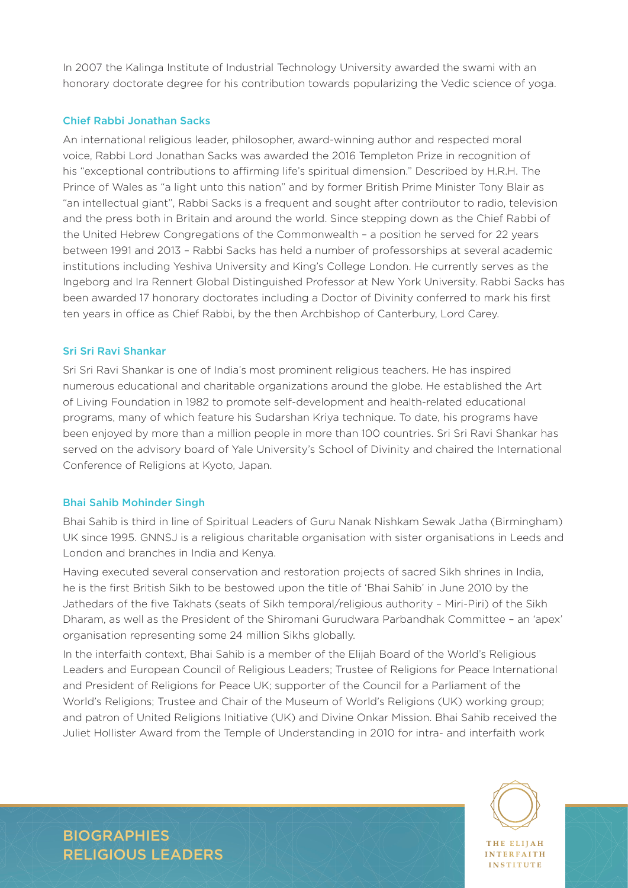In 2007 the Kalinga Institute of Industrial Technology University awarded the swami with an honorary doctorate degree for his contribution towards popularizing the Vedic science of yoga.

### Chief Rabbi Jonathan Sacks

An international religious leader, philosopher, award-winning author and respected moral voice, Rabbi Lord Jonathan Sacks was awarded the 2016 Templeton Prize in recognition of his "exceptional contributions to affirming life's spiritual dimension." Described by H.R.H. The Prince of Wales as "a light unto this nation" and by former British Prime Minister Tony Blair as "an intellectual giant", Rabbi Sacks is a frequent and sought after contributor to radio, television and the press both in Britain and around the world. Since stepping down as the Chief Rabbi of the United Hebrew Congregations of the Commonwealth – a position he served for 22 years between 1991 and 2013 – Rabbi Sacks has held a number of professorships at several academic institutions including Yeshiva University and King's College London. He currently serves as the Ingeborg and Ira Rennert Global Distinguished Professor at New York University. Rabbi Sacks has been awarded 17 honorary doctorates including a Doctor of Divinity conferred to mark his first ten years in office as Chief Rabbi, by the then Archbishop of Canterbury, Lord Carey.

### Sri Sri Ravi Shankar

Sri Sri Ravi Shankar is one of India's most prominent religious teachers. He has inspired numerous educational and charitable organizations around the globe. He established the Art of Living Foundation in 1982 to promote self-development and health-related educational programs, many of which feature his Sudarshan Kriya technique. To date, his programs have been enjoyed by more than a million people in more than 100 countries. Sri Sri Ravi Shankar has served on the advisory board of Yale University's School of Divinity and chaired the International Conference of Religions at Kyoto, Japan.

### Bhai Sahib Mohinder Singh

Bhai Sahib is third in line of Spiritual Leaders of Guru Nanak Nishkam Sewak Jatha (Birmingham) UK since 1995. GNNSJ is a religious charitable organisation with sister organisations in Leeds and London and branches in India and Kenya.

Having executed several conservation and restoration projects of sacred Sikh shrines in India, he is the first British Sikh to be bestowed upon the title of 'Bhai Sahib' in June 2010 by the Jathedars of the five Takhats (seats of Sikh temporal/religious authority – Miri-Piri) of the Sikh Dharam, as well as the President of the Shiromani Gurudwara Parbandhak Committee – an 'apex' organisation representing some 24 million Sikhs globally.

In the interfaith context, Bhai Sahib is a member of the Elijah Board of the World's Religious Leaders and European Council of Religious Leaders; Trustee of Religions for Peace International and President of Religions for Peace UK; supporter of the Council for a Parliament of the World's Religions; Trustee and Chair of the Museum of World's Religions (UK) working group; and patron of United Religions Initiative (UK) and Divine Onkar Mission. Bhai Sahib received the Juliet Hollister Award from the Temple of Understanding in 2010 for intra- and interfaith work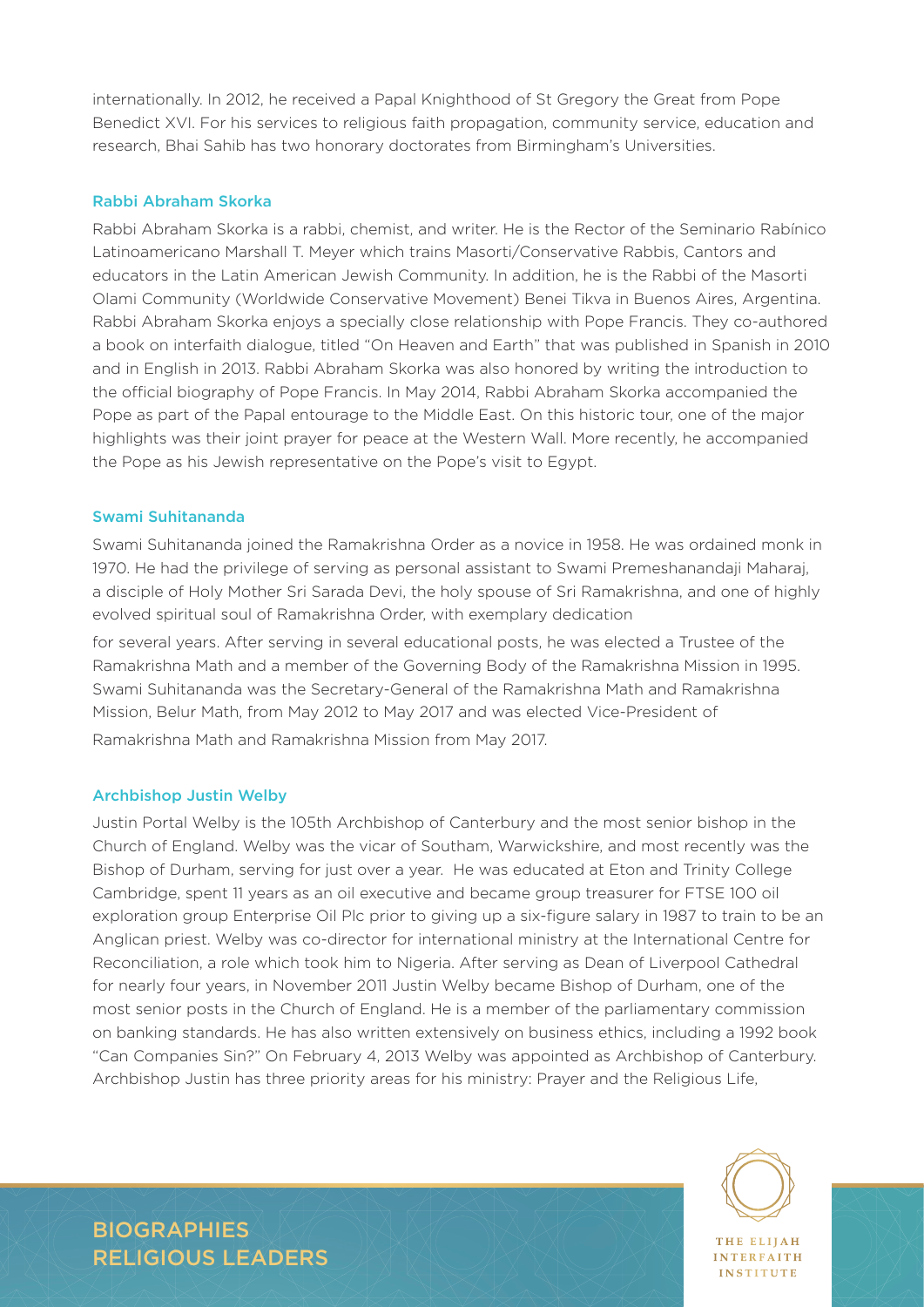internationally. In 2012, he received a Papal Knighthood of St Gregory the Great from Pope Benedict XVI. For his services to religious faith propagation, community service, education and research, Bhai Sahib has two honorary doctorates from Birmingham's Universities.

### Rabbi Abraham Skorka

Rabbi Abraham Skorka is a rabbi, chemist, and writer. He is the Rector of the Seminario Rabínico Latinoamericano Marshall T. Meyer which trains Masorti/Conservative Rabbis, Cantors and educators in the Latin American Jewish Community. In addition, he is the Rabbi of the Masorti Olami Community (Worldwide Conservative Movement) Benei Tikva in Buenos Aires, Argentina. Rabbi Abraham Skorka enjoys a specially close relationship with Pope Francis. They co-authored a book on interfaith dialogue, titled "On Heaven and Earth" that was published in Spanish in 2010 and in English in 2013. Rabbi Abraham Skorka was also honored by writing the introduction to the official biography of Pope Francis. In May 2014, Rabbi Abraham Skorka accompanied the Pope as part of the Papal entourage to the Middle East. On this historic tour, one of the major highlights was their joint prayer for peace at the Western Wall. More recently, he accompanied the Pope as his Jewish representative on the Pope's visit to Egypt.

### Swami Suhitananda

Swami Suhitananda joined the Ramakrishna Order as a novice in 1958. He was ordained monk in 1970. He had the privilege of serving as personal assistant to Swami Premeshanandaji Maharaj, a disciple of Holy Mother Sri Sarada Devi, the holy spouse of Sri Ramakrishna, and one of highly evolved spiritual soul of Ramakrishna Order, with exemplary dedication for several years. After serving in several educational posts, he was elected a Trustee of the Ramakrishna Math and a member of the Governing Body of the Ramakrishna Mission in 1995. Swami Suhitananda was the Secretary-General of the Ramakrishna Math and Ramakrishna Mission, Belur Math, from May 2012 to May 2017 and was elected Vice-President of Ramakrishna Math and Ramakrishna Mission from May 2017.

### Archbishop Justin Welby

Justin Portal Welby is the 105th Archbishop of Canterbury and the most senior bishop in the Church of England. Welby was the vicar of Southam, Warwickshire, and most recently was the Bishop of Durham, serving for just over a year. He was educated at Eton and Trinity College Cambridge, spent 11 years as an oil executive and became group treasurer for FTSE 100 oil exploration group Enterprise Oil Plc prior to giving up a six-figure salary in 1987 to train to be an Anglican priest. Welby was co-director for international ministry at the International Centre for Reconciliation, a role which took him to Nigeria. After serving as Dean of Liverpool Cathedral for nearly four years, in November 2011 Justin Welby became Bishop of Durham, one of the most senior posts in the Church of England. He is a member of the parliamentary commission on banking standards. He has also written extensively on business ethics, including a 1992 book "Can Companies Sin?" On February 4, 2013 Welby was appointed as Archbishop of Canterbury. Archbishop Justin has three priority areas for his ministry: Prayer and the Religious Life,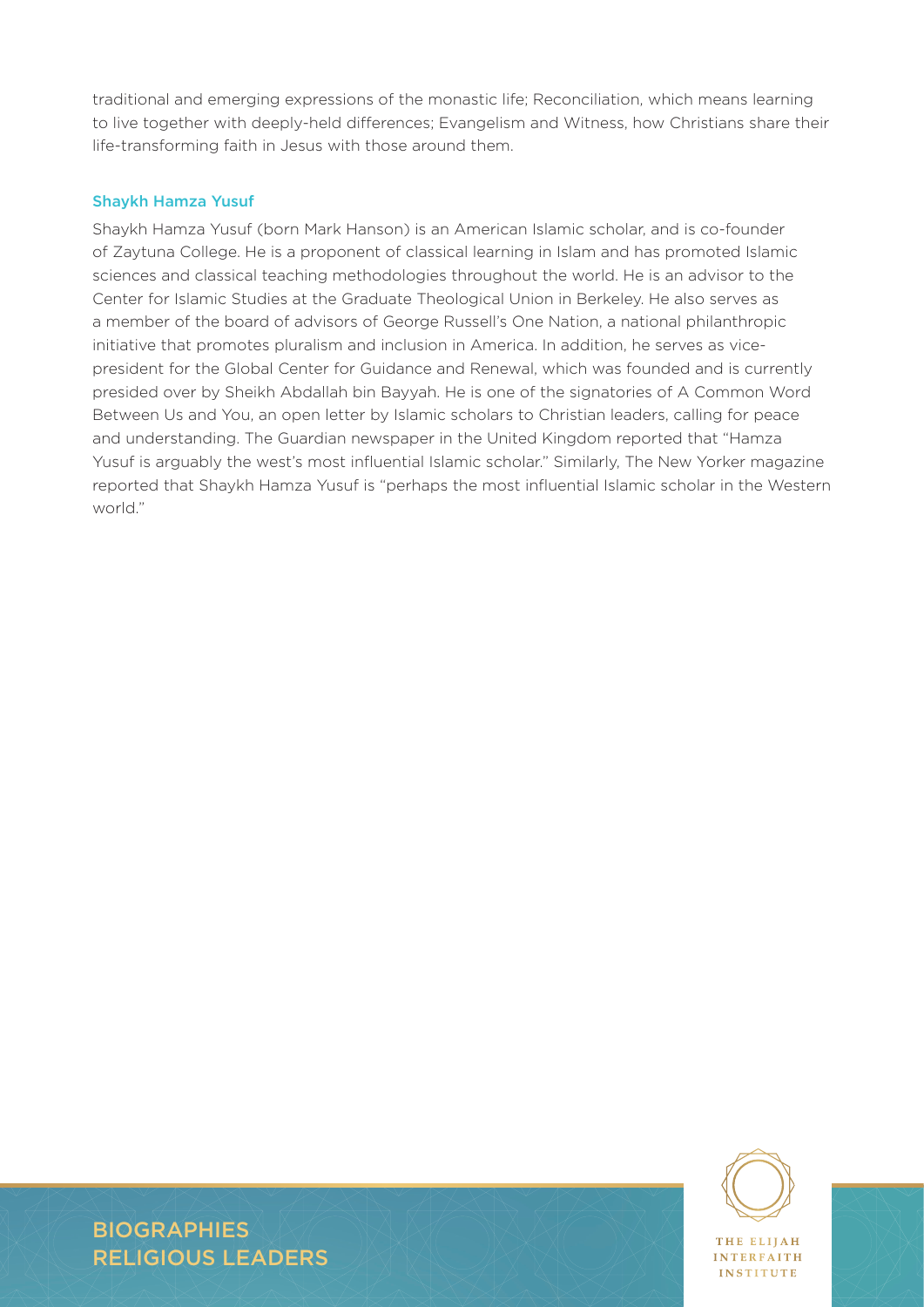traditional and emerging expressions of the monastic life; Reconciliation, which means learning to live together with deeply-held differences; Evangelism and Witness, how Christians share their life-transforming faith in Jesus with those around them.

### Shaykh Hamza Yusuf

Shaykh Hamza Yusuf (born Mark Hanson) is an American Islamic scholar, and is co-founder of Zaytuna College. He is a proponent of classical learning in Islam and has promoted Islamic sciences and classical teaching methodologies throughout the world. He is an advisor to the Center for Islamic Studies at the Graduate Theological Union in Berkeley. He also serves as a member of the board of advisors of George Russell's One Nation, a national philanthropic initiative that promotes pluralism and inclusion in America. In addition, he serves as vice-president for the Global Center for Guidance and Renewal, which was founded and is currently presided over by Sheikh Abdallah bin Bayyah. He is one of the signatories of A Common Word Between Us and You, an open letter by Islamic scholars to Christian leaders, calling for peace and understanding. The Guardian newspaper in the United Kingdom reported that "Hamza Yusuf is arguably the west's most influential Islamic scholar." Similarly, The New Yorker magazine reported that Shaykh Hamza Yusuf is "perhaps the most influential Islamic scholar in the Western world."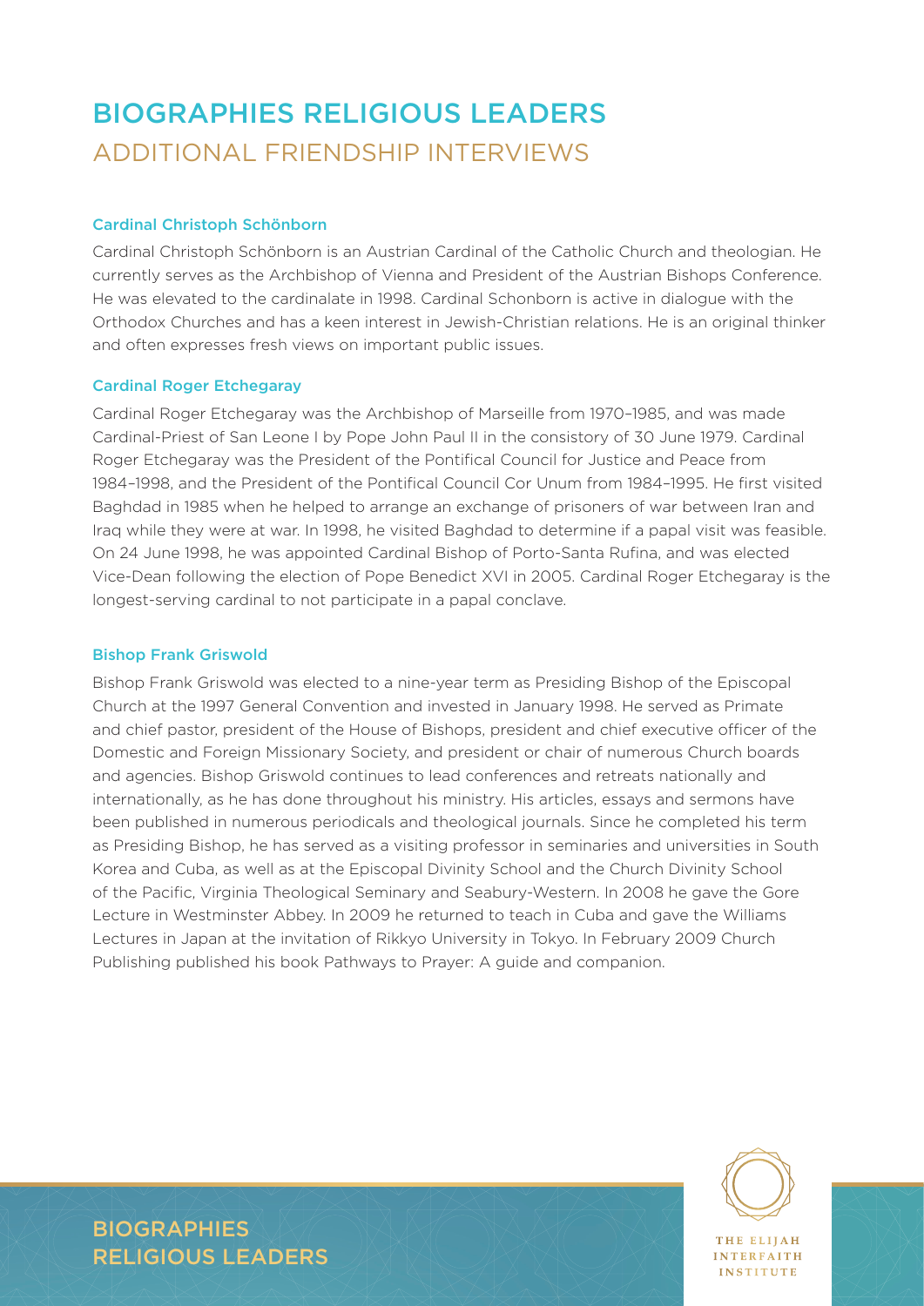# BIOGRAPHIES RELIGIOUS LEADERS

## ADDITIONAL FRIENDSHIP INTERVIEWS

### Cardinal Christoph Schönborn

Cardinal Christoph Schönborn is an Austrian Cardinal of the Catholic Church and theologian. He currently serves as the Archbishop of Vienna and President of the Austrian Bishops Conference. He was elevated to the cardinalate in 1998. Cardinal Schonborn is active in dialogue with the Orthodox Churches and has a keen interest in Jewish-Christian relations. He is an original thinker and often expresses fresh views on important public issues.

### Cardinal Roger Etchegaray

Cardinal Roger Etchegaray was the Archbishop of Marseille from 1970–1985, and was made Cardinal-Priest of San Leone I by Pope John Paul II in the consistory of 30 June 1979. Cardinal Roger Etchegaray was the President of the Pontifical Council for Justice and Peace from 1984–1998, and the President of the Pontifical Council Cor Unum from 1984–1995. He first visited Baghdad in 1985 when he helped to arrange an exchange of prisoners of war between Iran and Iraq while they were at war. In 1998, he visited Baghdad to determine if a papal visit was feasible. On 24 June 1998, he was appointed Cardinal Bishop of Porto-Santa Rufina, and was elected Vice-Dean following the election of Pope Benedict XVI in 2005. Cardinal Roger Etchegaray is the longest-serving cardinal to not participate in a papal conclave.

### Bishop Frank Griswold

Bishop Frank Griswold was elected to a nine-year term as Presiding Bishop of the Episcopal Church at the 1997 General Convention and invested in January 1998. He served as Primate and chief pastor, president of the House of Bishops, president and chief executive officer of the Domestic and Foreign Missionary Society, and president or chair of numerous Church boards and agencies. Bishop Griswold continues to lead conferences and retreats nationally and internationally, as he has done throughout his ministry. His articles, essays and sermons have been published in numerous periodicals and theological journals. Since he completed his term as Presiding Bishop, he has served as a visiting professor in seminaries and universities in South Korea and Cuba, as well as at the Episcopal Divinity School and the Church Divinity School of the Pacific, Virginia Theological Seminary and Seabury-Western. In 2008 he gave the Gore Lecture in Westminster Abbey. In 2009 he returned to teach in Cuba and gave the Williams Lectures in Japan at the invitation of Rikkyo University in Tokyo. In February 2009 Church Publishing published his book Pathways to Prayer: A guide and companion.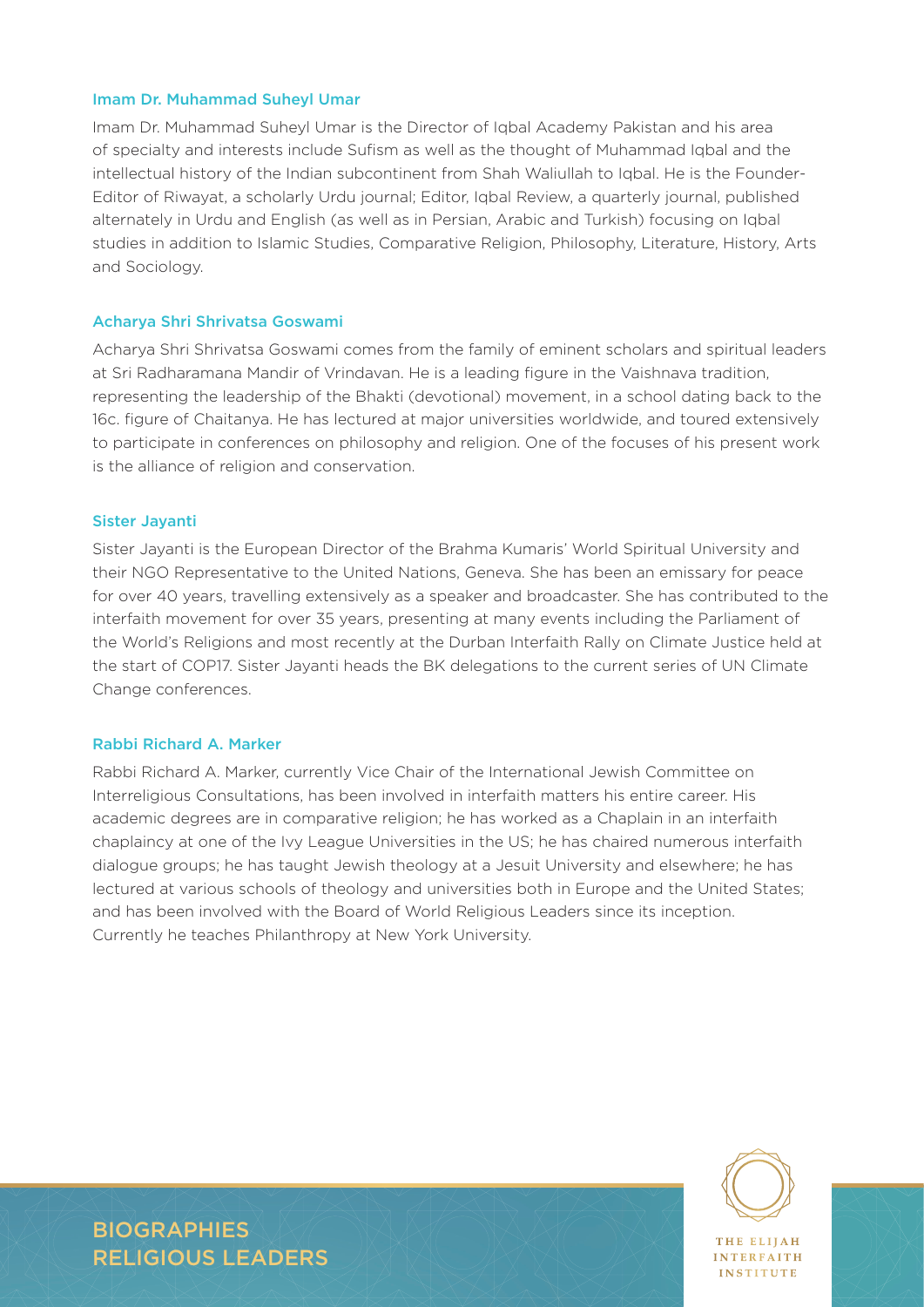### Imam Dr. Muhammad Suheyl Umar

Imam Dr. Muhammad Suheyl Umar is the Director of Iqbal Academy Pakistan and his area of specialty and interests include Sufism as well as the thought of Muhammad Iqbal and the intellectual history of the Indian subcontinent from Shah Waliullah to Iqbal. He is the Founder-Editor of Riwayat, a scholarly Urdu journal; Editor, Iqbal Review, a quarterly journal, published alternately in Urdu and English (as well as in Persian, Arabic and Turkish) focusing on Iqbal studies in addition to Islamic Studies, Comparative Religion, Philosophy, Literature, History, Arts and Sociology.

### Acharya Shri Shrivatsa Goswami

Acharya Shri Shrivatsa Goswami comes from the family of eminent scholars and spiritual leaders at Sri Radharamana Mandir of Vrindavan. He is a leading figure in the Vaishnava tradition, representing the leadership of the Bhakti (devotional) movement, in a school dating back to the 16c. figure of Chaitanya. He has lectured at major universities worldwide, and toured extensively to participate in conferences on philosophy and religion. One of the focuses of his present work is the alliance of religion and conservation.

### Sister Jayanti

Sister Jayanti is the European Director of the Brahma Kumaris' World Spiritual University and their NGO Representative to the United Nations, Geneva. She has been an emissary for peace for over 40 years, travelling extensively as a speaker and broadcaster. She has contributed to the interfaith movement for over 35 years, presenting at many events including the Parliament of the World's Religions and most recently at the Durban Interfaith Rally on Climate Justice held at the start of COP17. Sister Jayanti heads the BK delegations to the current series of UN Climate Change conferences.

### Rabbi Richard A. Marker

Rabbi Richard A. Marker, currently Vice Chair of the International Jewish Committee on Interreligious Consultations, has been involved in interfaith matters his entire career. His academic degrees are in comparative religion; he has worked as a Chaplain in an interfaith chaplaincy at one of the Ivy League Universities in the US; he has chaired numerous interfaith dialogue groups; he has taught Jewish theology at a Jesuit University and elsewhere; he has lectured at various schools of theology and universities both in Europe and the United States; and has been involved with the Board of World Religious Leaders since its inception. Currently he teaches Philanthropy at New York University.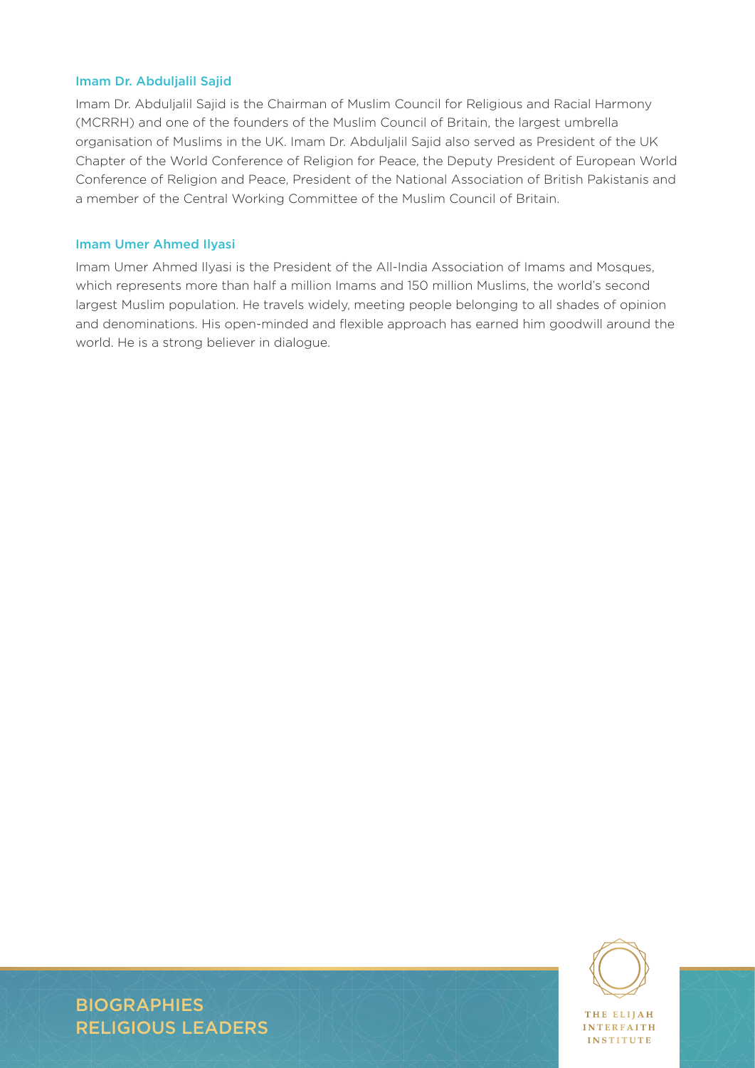### Imam Dr. Abduljalil Sajid

Imam Dr. Abduljalil Sajid is the Chairman of Muslim Council for Religious and Racial Harmony (MCRRH) and one of the founders of the Muslim Council of Britain, the largest umbrella organisation of Muslims in the UK. Imam Dr. Abduljalil Sajid also served as President of the UK Chapter of the World Conference of Religion for Peace, the Deputy President of European World Conference of Religion and Peace, President of the National Association of British Pakistanis and a member of the Central Working Committee of the Muslim Council of Britain.

### Imam Umer Ahmed Ilyasi

Imam Umer Ahmed Ilyasi is the President of the All-India Association of Imams and Mosques, which represents more than half a million Imams and 150 million Muslims, the world's second largest Muslim population. He travels widely, meeting people belonging to all shades of opinion and denominations. His open-minded and flexible approach has earned him goodwill around the world. He is a strong believer in dialogue.